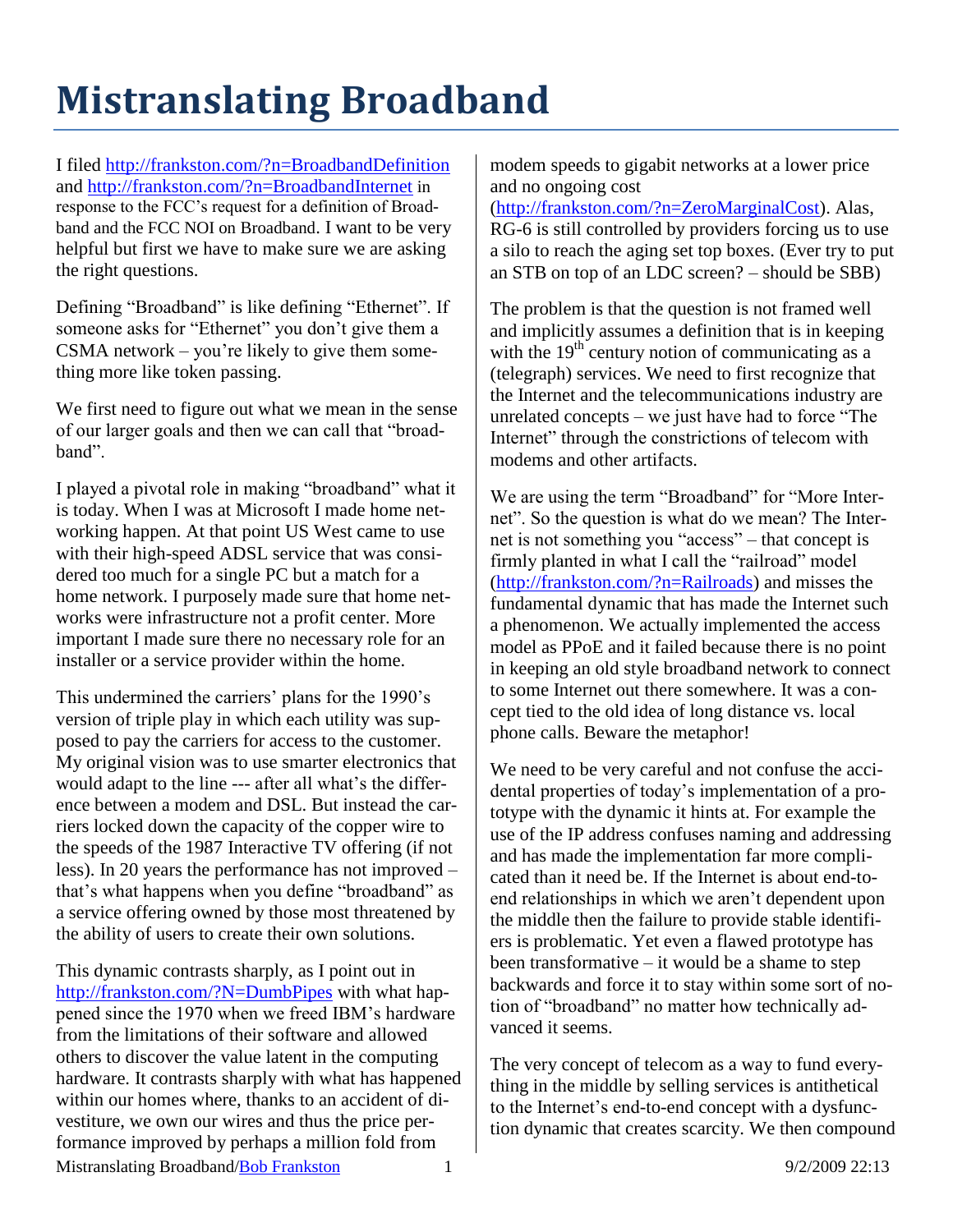# Mistranslating Broadband

I filed http://frankston.com/?n=BroadbandDefinition and http://frankston.com/?n=BroadbandInternet in response to the FCC's request for a definition of Broadband and the FCC NOI on Broadband. I want to be very helpful but first we have to make sure we are asking the right questions.

Defining "Broadband" is like defining "Ethernet". If someone asks for "Ethernet" you don't give them a CSMA network – you're likely to give them something more like token passing.

We first need to figure out what we mean in the sense of our larger goals and then we can call that "broadband".

I played a pivotal role in making "broadband" what it is today. When I was at Microsoft I made home networking happen. At that point US West came to use with their high-speed ADSL service that was considered too much for a single PC but a match for a home network. I purposely made sure that home networks were infrastructure not a profit center. More important I made sure there no necessary role for an installer or a service provider within the home.

This undermined the carriers' plans for the 1990's version of triple play in which each utility was supposed to pay the carriers for access to the customer. My original vision was to use smarter electronics that would adapt to the line --- after all what's the difference between a modem and DSL. But instead the carriers locked down the capacity of the copper wire to the speeds of the 1987 Interactive TV offering (if not less). In 20 years the performance has not improved – that's what happens when you define "broadband" as a service offering owned by those most threatened by the ability of users to create their own solutions.

This dynamic contrasts sharply, as I point out in http://frankston.com/?N=DumbPipes with what happened since the 1970 when we freed IBM's hardware from the limitations of their software and allowed others to discover the value latent in the computing hardware. It contrasts sharply with what has happened within our homes where, thanks to an accident of divestiture, we own our wires and thus the price performance improved by perhaps a million fold from modem speeds to gigabit networks at a lower price and no ongoing cost (http://frankston.com/?n=ZeroMarginalCost). Alas, RG-6 is still controlled by providers forcing us to use a silo to reach the aging set top boxes. (Ever try to put an STB on top of an LDC screen? – should be SBB)

The problem is that the question is not framed well and implicitly assumes a definition that is in keeping with the 19th century notion of communicating as a (telegraph) services. We need to first recognize that the Internet and the telecommunications industry are unrelated concepts – we just have had to force "The Internet" through the constrictions of telecom with modems and other artifacts.

We are using the term "Broadband" for "More Internet". So the question is what do we mean? The Internet is not something you "access" – that concept is firmly planted in what I call the "railroad" model (http://frankston.com/?n=Railroads) and misses the fundamental dynamic that has made the Internet such a phenomenon. We actually implemented the access model as PPoE and it failed because there is no point in keeping an old style broadband network to connect to some Internet out there somewhere. It was a concept tied to the old idea of long distance vs. local phone calls. Beware the metaphor!

We need to be very careful and not confuse the accidental properties of today's implementation of a prototype with the dynamic it hints at. For example the use of the IP address confuses naming and addressing and has made the implementation far more complicated than it need be. If the Internet is about end-to-end relationships in which we aren't dependent upon the middle then the failure to provide stable identifiers is problematic. Yet even a flawed prototype has been transformative – it would be a shame to step backwards and force it to stay within some sort of notion of "broadband" no matter how technically advanced it seems.

The very concept of telecom as a way to fund everything in the middle by selling services is antithetical to the Internet's end-to-end concept with a dysfunction dynamic that creates scarcity. We then compound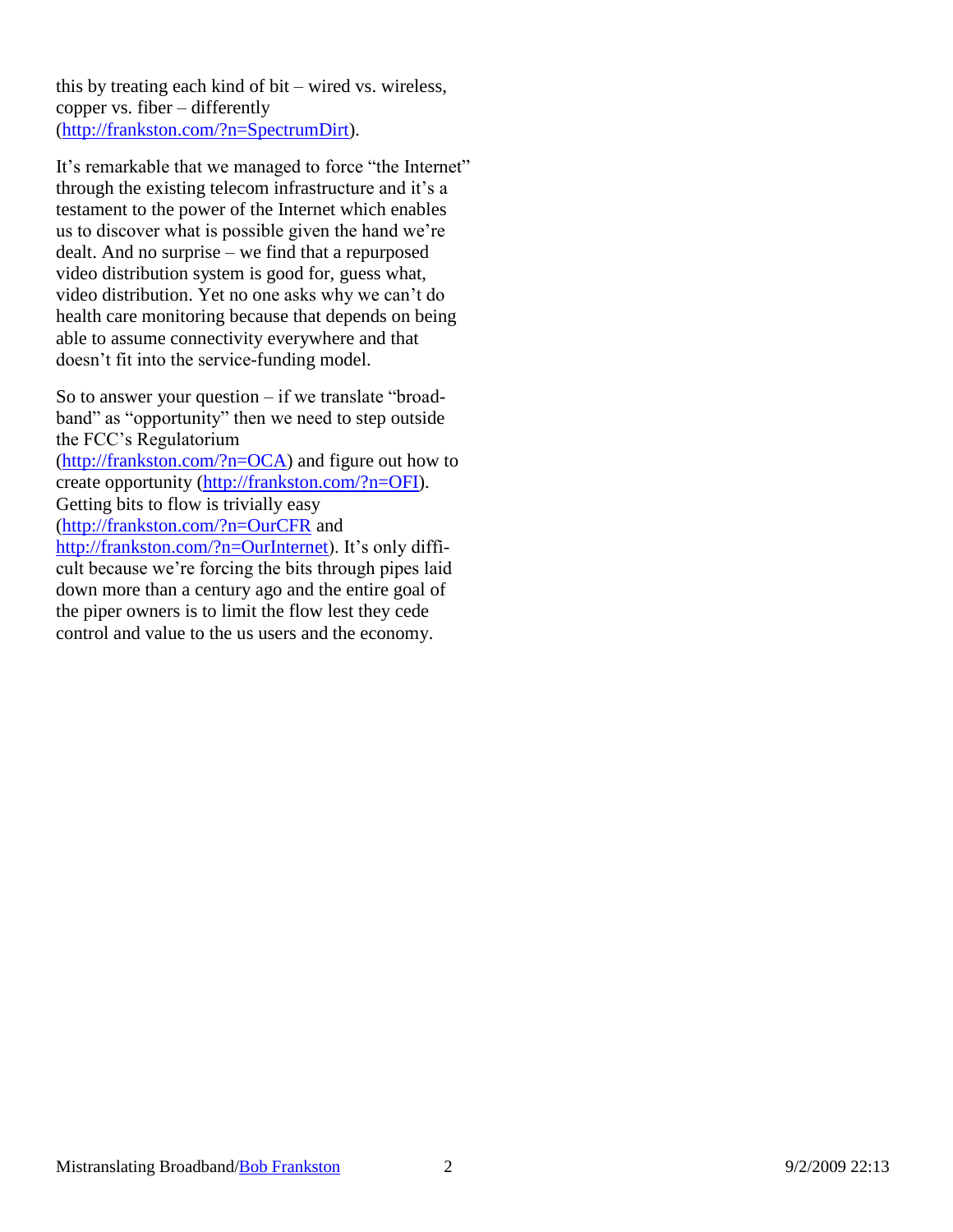this by treating each kind of bit – wired vs. wireless, copper vs. fiber – differently (http://frankston.com/?n=SpectrumDirt).

It's remarkable that we managed to force "the Internet" through the existing telecom infrastructure and it's a testament to the power of the Internet which enables us to discover what is possible given the hand we're dealt. And no surprise – we find that a repurposed video distribution system is good for, guess what, video distribution. Yet no one asks why we can't do health care monitoring because that depends on being able to assume connectivity everywhere and that doesn't fit into the service-funding model.

So to answer your question – if we translate "broadband" as "opportunity" then we need to step outside the FCC's Regulatorium (http://frankston.com/?n=OCA) and figure out how to create opportunity (http://frankston.com/?n=OFI). Getting bits to flow is trivially easy (http://frankston.com/?n=OurCFR and http://frankston.com/?n=OurInternet). It's only difficult because we're forcing the bits through pipes laid down more than a century ago and the entire goal of the piper owners is to limit the flow lest they cede control and value to the us users and the economy.